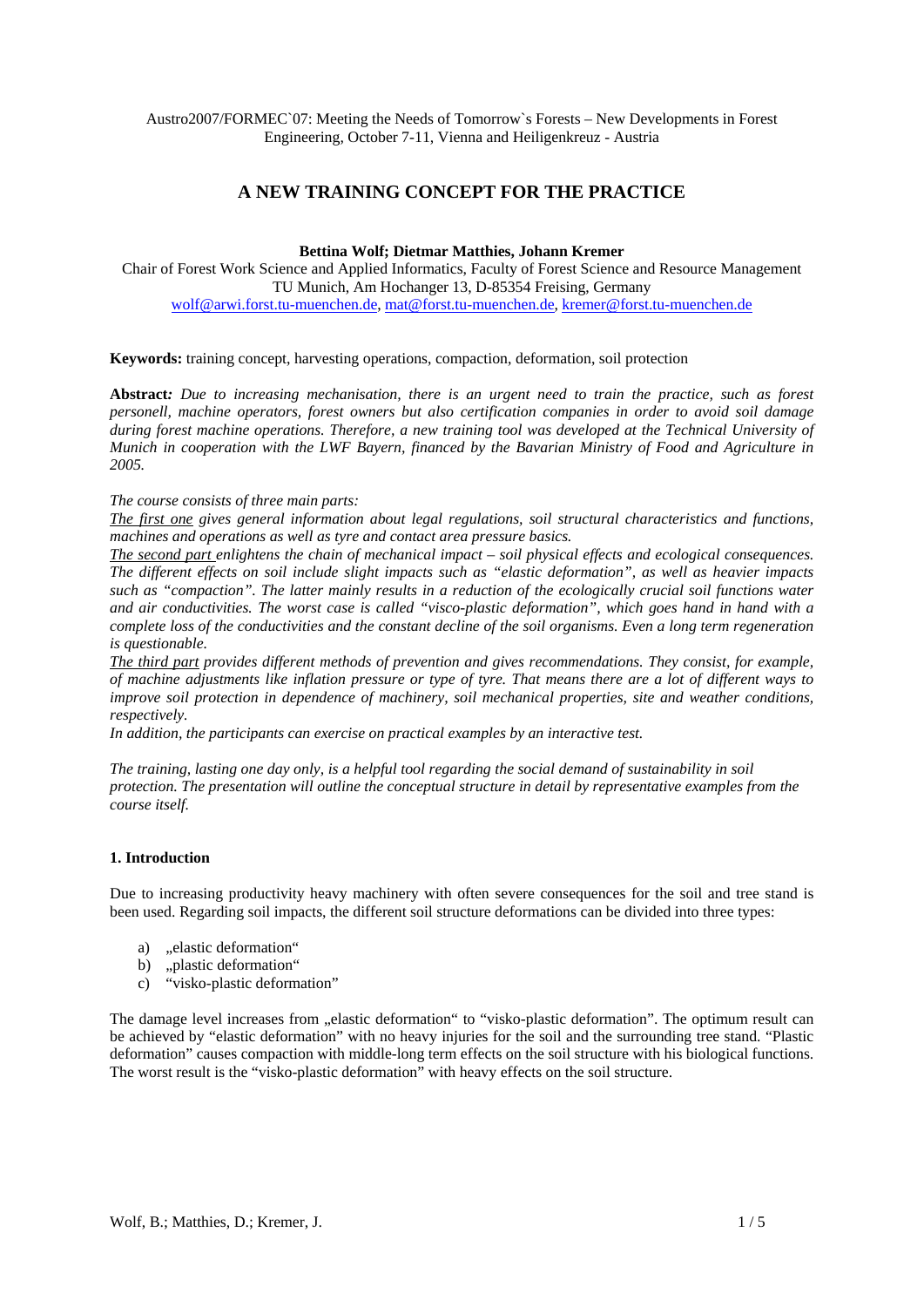Austro2007/FORMEC`07: Meeting the Needs of Tomorrow`s Forests – New Developments in Forest Engineering, October 7-11, Vienna and Heiligenkreuz - Austria

# A NEW TRAINING CONCEPT FOR THE PRACTICE

**Bettina Wolf; Dietmar Matthies, Johann Kremer**

Chair of Forest Work Science and Applied Informatics, Faculty of Forest Science and Resource Management
TU Munich, Am Hochanger 13, D-85354 Freising, Germany
wolf@arwi.forst.tu-muenchen.de, mat@forst.tu-muenchen.de, kremer@forst.tu-muenchen.de

**Keywords:** training concept, harvesting operations, compaction, deformation, soil protection

**Abstract***: Due to increasing mechanisation, there is an urgent need to train the practice, such as forest personell, machine operators, forest owners but also certification companies in order to avoid soil damage during forest machine operations. Therefore, a new training tool was developed at the Technical University of Munich in cooperation with the LWF Bayern, financed by the Bavarian Ministry of Food and Agriculture in 2005.*

*The course consists of three main parts:*

*The first one gives general information about legal regulations, soil structural characteristics and functions, machines and operations as well as tyre and contact area pressure basics.*

*The second part enlightens the chain of mechanical impact – soil physical effects and ecological consequences. The different effects on soil include slight impacts such as "elastic deformation", as well as heavier impacts such as "compaction". The latter mainly results in a reduction of the ecologically crucial soil functions water and air conductivities. The worst case is called "visco-plastic deformation", which goes hand in hand with a complete loss of the conductivities and the constant decline of the soil organisms. Even a long term regeneration is questionable.*

*The third part provides different methods of prevention and gives recommendations. They consist, for example, of machine adjustments like inflation pressure or type of tyre. That means there are a lot of different ways to improve soil protection in dependence of machinery, soil mechanical properties, site and weather conditions, respectively.*

*In addition, the participants can exercise on practical examples by an interactive test.*

*The training, lasting one day only, is a helpful tool regarding the social demand of sustainability in soil protection. The presentation will outline the conceptual structure in detail by representative examples from the course itself.*

## 1. Introduction

Due to increasing productivity heavy machinery with often severe consequences for the soil and tree stand is been used. Regarding soil impacts, the different soil structure deformations can be divided into three types:

a) „elastic deformation"
b) „plastic deformation"
c) "visko-plastic deformation"

The damage level increases from „elastic deformation" to "visko-plastic deformation". The optimum result can be achieved by "elastic deformation" with no heavy injuries for the soil and the surrounding tree stand. "Plastic deformation" causes compaction with middle-long term effects on the soil structure with his biological functions. The worst result is the "visko-plastic deformation" with heavy effects on the soil structure.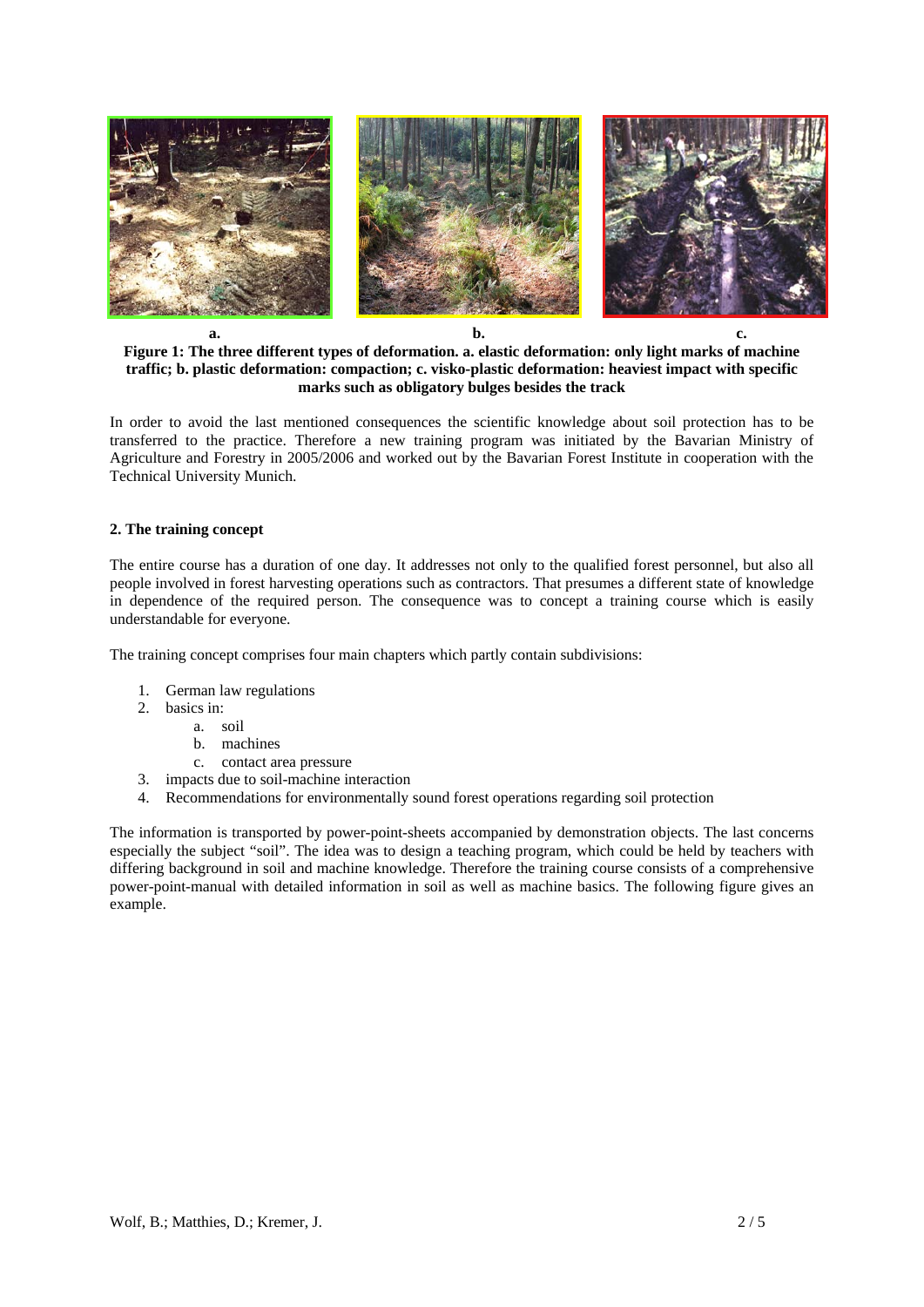a. b. c.

**Figure 1: The three different types of deformation. a. elastic deformation: only light marks of machine traffic; b. plastic deformation: compaction; c. visko-plastic deformation: heaviest impact with specific marks such as obligatory bulges besides the track**

In order to avoid the last mentioned consequences the scientific knowledge about soil protection has to be transferred to the practice. Therefore a new training program was initiated by the Bavarian Ministry of Agriculture and Forestry in 2005/2006 and worked out by the Bavarian Forest Institute in cooperation with the Technical University Munich.

## 2. The training concept

The entire course has a duration of one day. It addresses not only to the qualified forest personnel, but also all people involved in forest harvesting operations such as contractors. That presumes a different state of knowledge in dependence of the required person. The consequence was to concept a training course which is easily understandable for everyone.

The training concept comprises four main chapters which partly contain subdivisions:

1. German law regulations
2. basics in:
   a. soil
   b. machines
   c. contact area pressure
3. impacts due to soil-machine interaction
4. Recommendations for environmentally sound forest operations regarding soil protection

The information is transported by power-point-sheets accompanied by demonstration objects. The last concerns especially the subject "soil". The idea was to design a teaching program, which could be held by teachers with differing background in soil and machine knowledge. Therefore the training course consists of a comprehensive power-point-manual with detailed information in soil as well as machine basics. The following figure gives an example.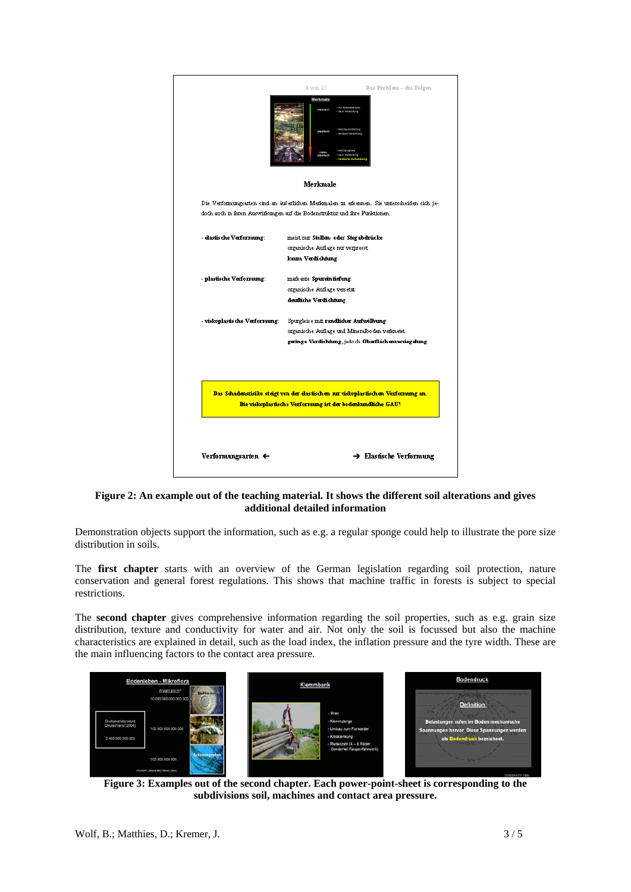**Figure 2: An example out of the teaching material. It shows the different soil alterations and gives additional detailed information**

Demonstration objects support the information, such as e.g. a regular sponge could help to illustrate the pore size distribution in soils.

The **first chapter** starts with an overview of the German legislation regarding soil protection, nature conservation and general forest regulations. This shows that machine traffic in forests is subject to special restrictions.

The **second chapter** gives comprehensive information regarding the soil properties, such as e.g. grain size distribution, texture and conductivity for water and air. Not only the soil is focussed but also the machine characteristics are explained in detail, such as the load index, the inflation pressure and the tyre width. These are the main influencing factors to the contact area pressure.

**Figure 3: Examples out of the second chapter. Each power-point-sheet is corresponding to the subdivisions soil, machines and contact area pressure.**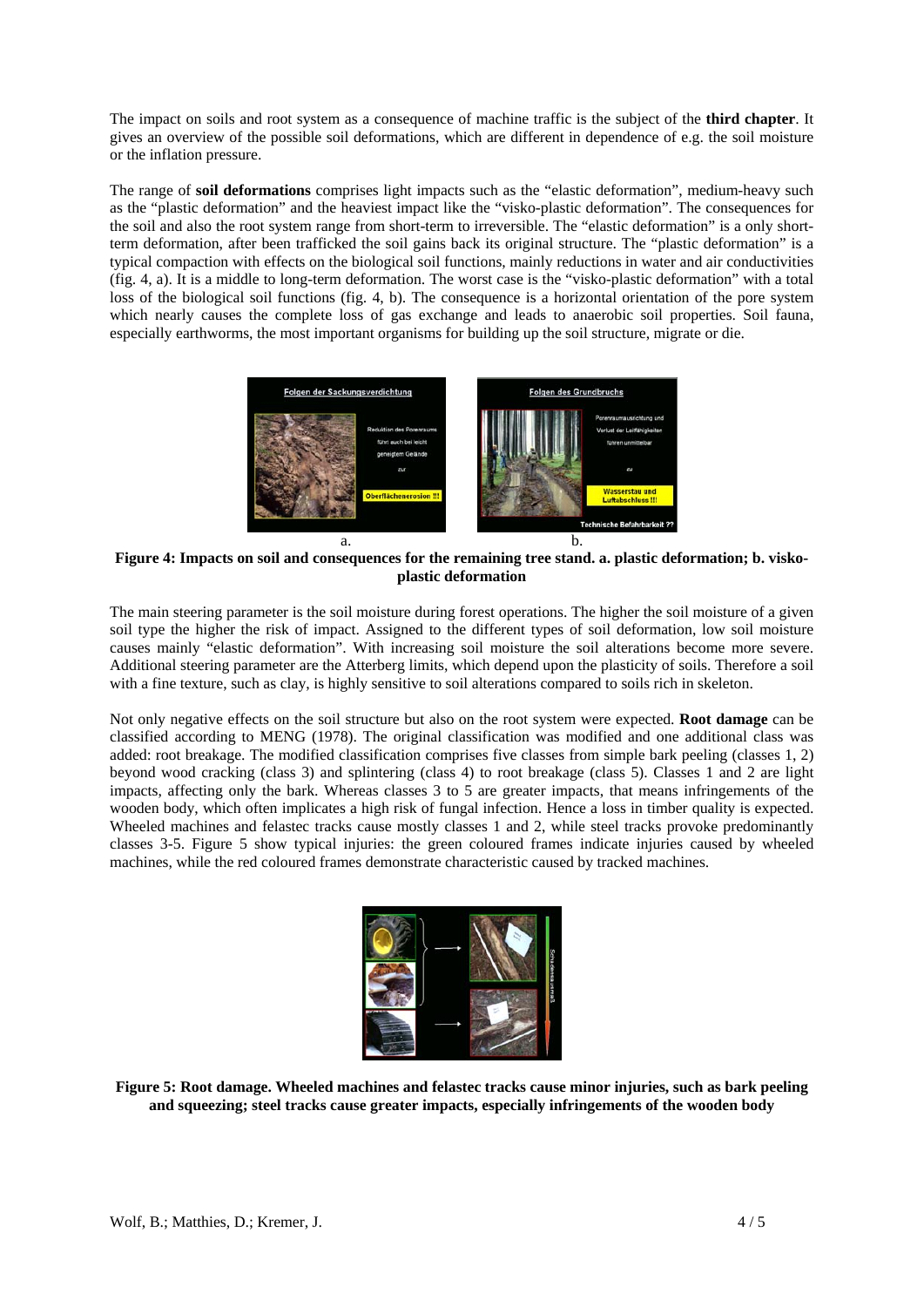The impact on soils and root system as a consequence of machine traffic is the subject of the **third chapter**. It gives an overview of the possible soil deformations, which are different in dependence of e.g. the soil moisture or the inflation pressure.

The range of **soil deformations** comprises light impacts such as the "elastic deformation", medium-heavy such as the "plastic deformation" and the heaviest impact like the "visko-plastic deformation". The consequences for the soil and also the root system range from short-term to irreversible. The "elastic deformation" is a only short-term deformation, after been trafficked the soil gains back its original structure. The "plastic deformation" is a typical compaction with effects on the biological soil functions, mainly reductions in water and air conductivities (fig. 4, a). It is a middle to long-term deformation. The worst case is the "visko-plastic deformation" with a total loss of the biological soil functions (fig. 4, b). The consequence is a horizontal orientation of the pore system which nearly causes the complete loss of gas exchange and leads to anaerobic soil properties. Soil fauna, especially earthworms, the most important organisms for building up the soil structure, migrate or die.

**Figure 4: Impacts on soil and consequences for the remaining tree stand. a. plastic deformation; b. visko-plastic deformation**

The main steering parameter is the soil moisture during forest operations. The higher the soil moisture of a given soil type the higher the risk of impact. Assigned to the different types of soil deformation, low soil moisture causes mainly "elastic deformation". With increasing soil moisture the soil alterations become more severe. Additional steering parameter are the Atterberg limits, which depend upon the plasticity of soils. Therefore a soil with a fine texture, such as clay, is highly sensitive to soil alterations compared to soils rich in skeleton.

Not only negative effects on the soil structure but also on the root system were expected. **Root damage** can be classified according to MENG (1978). The original classification was modified and one additional class was added: root breakage. The modified classification comprises five classes from simple bark peeling (classes 1, 2) beyond wood cracking (class 3) and splintering (class 4) to root breakage (class 5). Classes 1 and 2 are light impacts, affecting only the bark. Whereas classes 3 to 5 are greater impacts, that means infringements of the wooden body, which often implicates a high risk of fungal infection. Hence a loss in timber quality is expected. Wheeled machines and felastec tracks cause mostly classes 1 and 2, while steel tracks provoke predominantly classes 3-5. Figure 5 show typical injuries: the green coloured frames indicate injuries caused by wheeled machines, while the red coloured frames demonstrate characteristic caused by tracked machines.

**Figure 5: Root damage. Wheeled machines and felastec tracks cause minor injuries, such as bark peeling and squeezing; steel tracks cause greater impacts, especially infringements of the wooden body**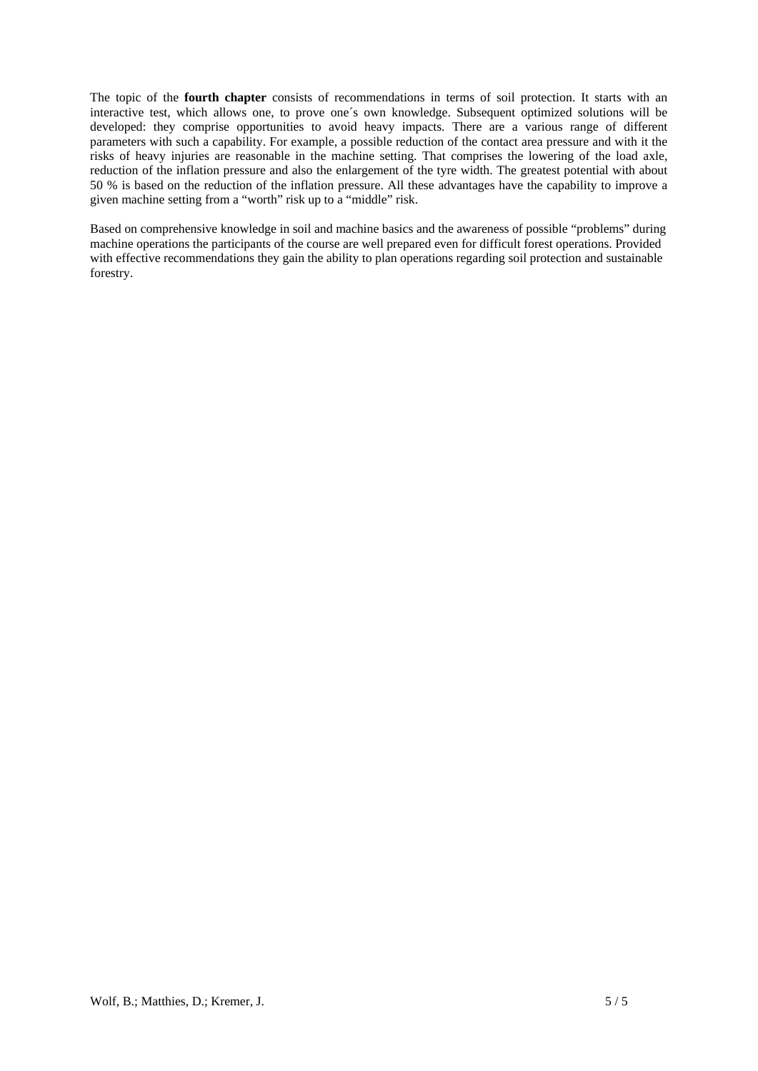The topic of the **fourth chapter** consists of recommendations in terms of soil protection. It starts with an interactive test, which allows one, to prove one´s own knowledge. Subsequent optimized solutions will be developed: they comprise opportunities to avoid heavy impacts. There are a various range of different parameters with such a capability. For example, a possible reduction of the contact area pressure and with it the risks of heavy injuries are reasonable in the machine setting. That comprises the lowering of the load axle, reduction of the inflation pressure and also the enlargement of the tyre width. The greatest potential with about 50 % is based on the reduction of the inflation pressure. All these advantages have the capability to improve a given machine setting from a "worth" risk up to a "middle" risk.

Based on comprehensive knowledge in soil and machine basics and the awareness of possible "problems" during machine operations the participants of the course are well prepared even for difficult forest operations. Provided with effective recommendations they gain the ability to plan operations regarding soil protection and sustainable forestry.